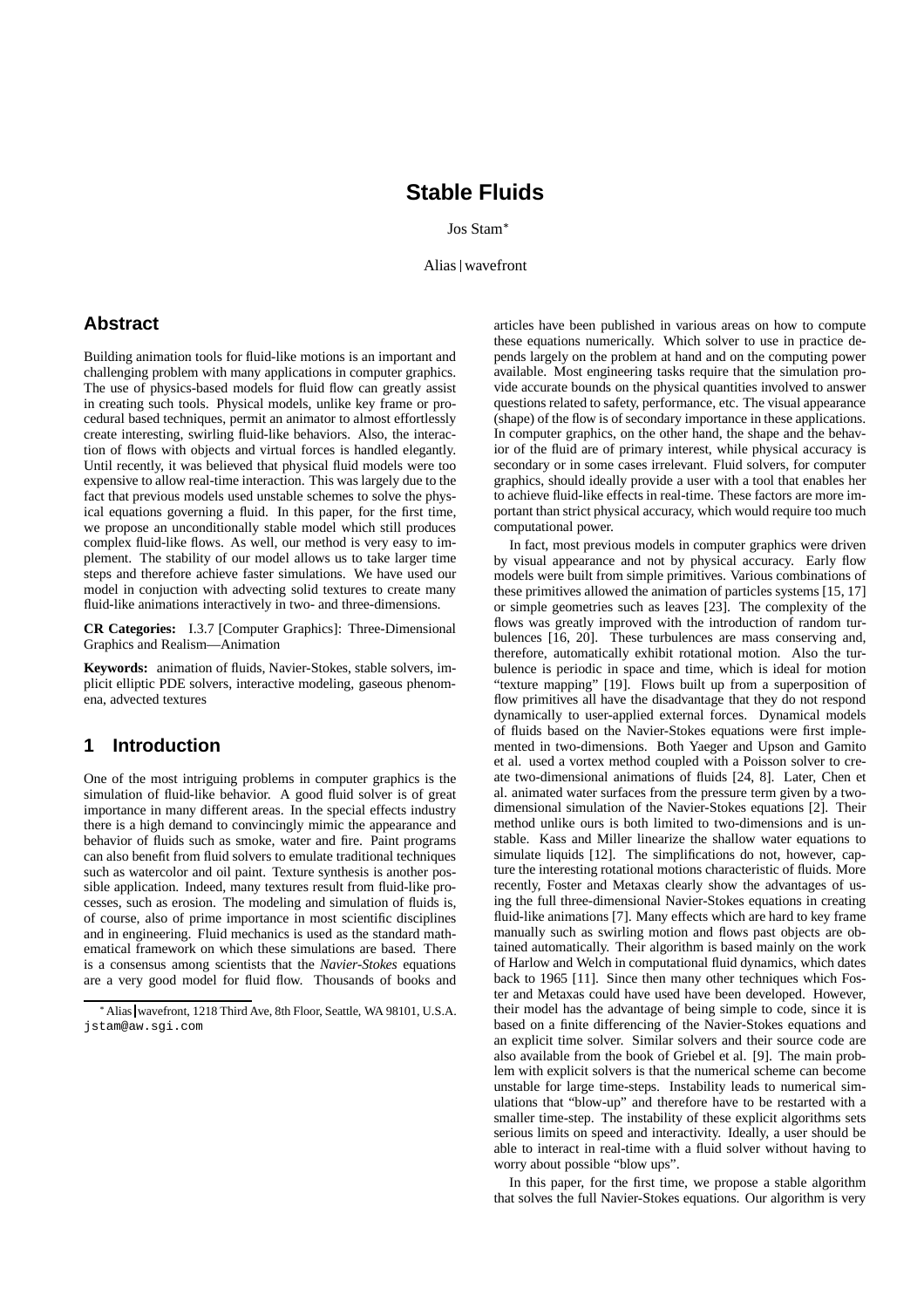# Stable Fluids

Jos Stam*

Alias | wavefront

## Abstract

Building animation tools for fluid-like motions is an important and challenging problem with many applications in computer graphics. The use of physics-based models for fluid flow can greatly assist in creating such tools. Physical models, unlike key frame or procedural based techniques, permit an animator to almost effortlessly create interesting, swirling fluid-like behaviors. Also, the interaction of flows with objects and virtual forces is handled elegantly. Until recently, it was believed that physical fluid models were too expensive to allow real-time interaction. This was largely due to the fact that previous models used unstable schemes to solve the physical equations governing a fluid. In this paper, for the first time, we propose an unconditionally stable model which still produces complex fluid-like flows. As well, our method is very easy to implement. The stability of our model allows us to take larger time steps and therefore achieve faster simulations. We have used our model in conjuction with advecting solid textures to create many fluid-like animations interactively in two- and three-dimensions.

**CR Categories:** I.3.7 [Computer Graphics]: Three-Dimensional Graphics and Realism—Animation

**Keywords:** animation of fluids, Navier-Stokes, stable solvers, implicit elliptic PDE solvers, interactive modeling, gaseous phenomena, advected textures

## 1 Introduction

One of the most intriguing problems in computer graphics is the simulation of fluid-like behavior. A good fluid solver is of great importance in many different areas. In the special effects industry there is a high demand to convincingly mimic the appearance and behavior of fluids such as smoke, water and fire. Paint programs can also benefit from fluid solvers to emulate traditional techniques such as watercolor and oil paint. Texture synthesis is another possible application. Indeed, many textures result from fluid-like processes, such as erosion. The modeling and simulation of fluids is, of course, also of prime importance in most scientific disciplines and in engineering. Fluid mechanics is used as the standard mathematical framework on which these simulations are based. There is a consensus among scientists that the *Navier-Stokes* equations are a very good model for fluid flow. Thousands of books and articles have been published in various areas on how to compute these equations numerically. Which solver to use in practice depends largely on the problem at hand and on the computing power available. Most engineering tasks require that the simulation provide accurate bounds on the physical quantities involved to answer questions related to safety, performance, etc. The visual appearance (shape) of the flow is of secondary importance in these applications. In computer graphics, on the other hand, the shape and the behavior of the fluid are of primary interest, while physical accuracy is secondary or in some cases irrelevant. Fluid solvers, for computer graphics, should ideally provide a user with a tool that enables her to achieve fluid-like effects in real-time. These factors are more important than strict physical accuracy, which would require too much computational power.

In fact, most previous models in computer graphics were driven by visual appearance and not by physical accuracy. Early flow models were built from simple primitives. Various combinations of these primitives allowed the animation of particles systems [15, 17] or simple geometries such as leaves [23]. The complexity of the flows was greatly improved with the introduction of random turbulences [16, 20]. These turbulences are mass conserving and, therefore, automatically exhibit rotational motion. Also the turbulence is periodic in space and time, which is ideal for motion "texture mapping" [19]. Flows built up from a superposition of flow primitives all have the disadvantage that they do not respond dynamically to user-applied external forces. Dynamical models of fluids based on the Navier-Stokes equations were first implemented in two-dimensions. Both Yaeger and Upson and Gamito et al. used a vortex method coupled with a Poisson solver to create two-dimensional animations of fluids [24, 8]. Later, Chen et al. animated water surfaces from the pressure term given by a two-dimensional simulation of the Navier-Stokes equations [2]. Their method unlike ours is both limited to two-dimensions and is unstable. Kass and Miller linearize the shallow water equations to simulate liquids [12]. The simplifications do not, however, capture the interesting rotational motions characteristic of fluids. More recently, Foster and Metaxas clearly show the advantages of using the full three-dimensional Navier-Stokes equations in creating fluid-like animations [7]. Many effects which are hard to key frame manually such as swirling motion and flows past objects are obtained automatically. Their algorithm is based mainly on the work of Harlow and Welch in computational fluid dynamics, which dates back to 1965 [11]. Since then many other techniques which Foster and Metaxas could have used have been developed. However, their model has the advantage of being simple to code, since it is based on a finite differencing of the Navier-Stokes equations and an explicit time solver. Similar solvers and their source code are also available from the book of Griebel et al. [9]. The main problem with explicit solvers is that the numerical scheme can become unstable for large time-steps. Instability leads to numerical simulations that "blow-up" and therefore have to be restarted with a smaller time-step. The instability of these explicit algorithms sets serious limits on speed and interactivity. Ideally, a user should be able to interact in real-time with a fluid solver without having to worry about possible "blow ups".

In this paper, for the first time, we propose a stable algorithm that solves the full Navier-Stokes equations. Our algorithm is very

*Alias|wavefront, 1218 Third Ave, 8th Floor, Seattle, WA 98101, U.S.A. jstam@aw.sgi.com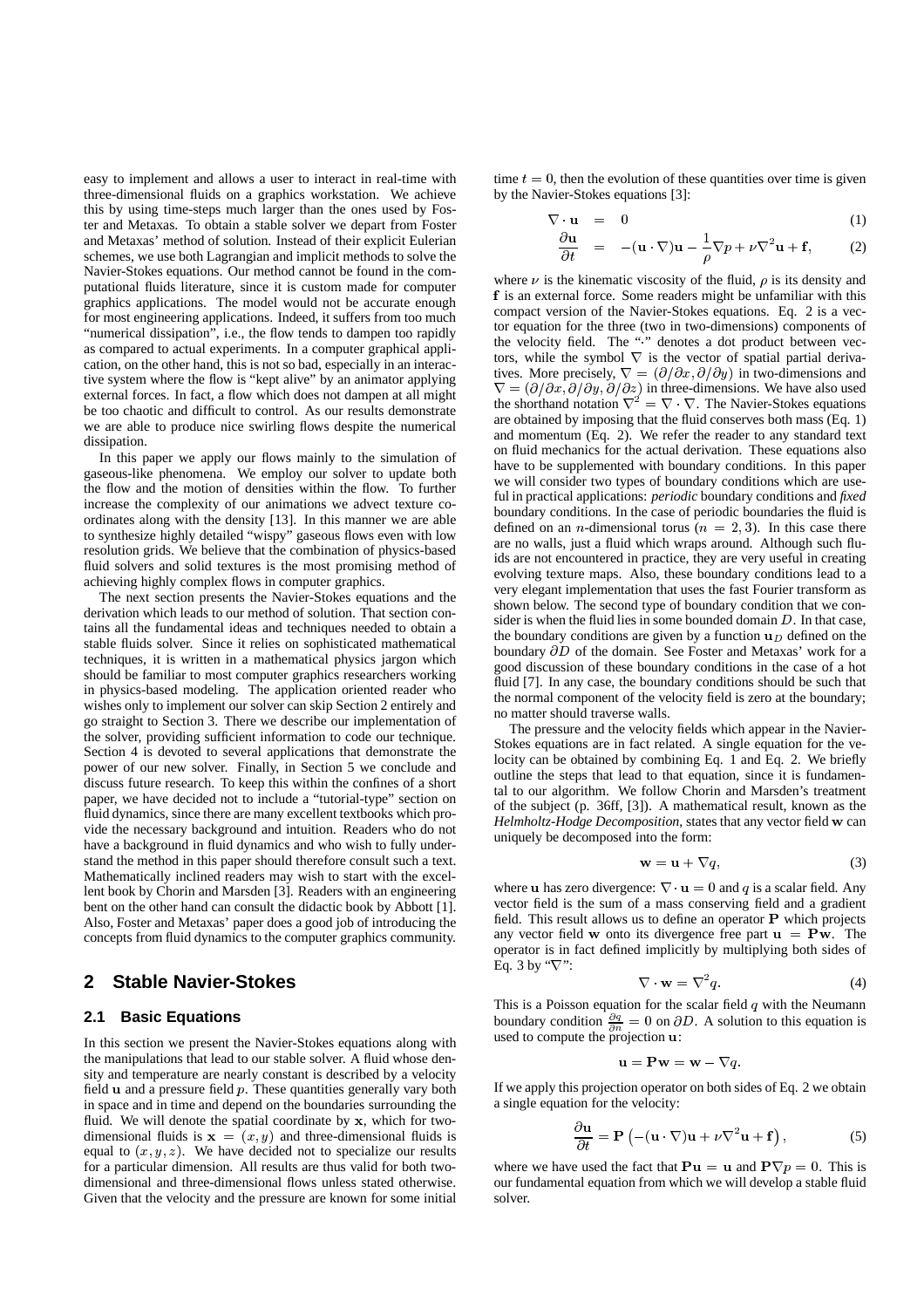easy to implement and allows a user to interact in real-time with three-dimensional fluids on a graphics workstation. We achieve this by using time-steps much larger than the ones used by Foster and Metaxas. To obtain a stable solver we depart from Foster and Metaxas' method of solution. Instead of their explicit Eulerian schemes, we use both Lagrangian and implicit methods to solve the Navier-Stokes equations. Our method cannot be found in the computational fluids literature, since it is custom made for computer graphics applications. The model would not be accurate enough for most engineering applications. Indeed, it suffers from too much "numerical dissipation", i.e., the flow tends to dampen too rapidly as compared to actual experiments. In a computer graphical application, on the other hand, this is not so bad, especially in an interactive system where the flow is "kept alive" by an animator applying external forces. In fact, a flow which does not dampen at all might be too chaotic and difficult to control. As our results demonstrate we are able to produce nice swirling flows despite the numerical dissipation.

In this paper we apply our flows mainly to the simulation of gaseous-like phenomena. We employ our solver to update both the flow and the motion of densities within the flow. To further increase the complexity of our animations we advect texture coordinates along with the density [13]. In this manner we are able to synthesize highly detailed "wispy" gaseous flows even with low resolution grids. We believe that the combination of physics-based fluid solvers and solid textures is the most promising method of achieving highly complex flows in computer graphics.

The next section presents the Navier-Stokes equations and the derivation which leads to our method of solution. That section contains all the fundamental ideas and techniques needed to obtain a stable fluids solver. Since it relies on sophisticated mathematical techniques, it is written in a mathematical physics jargon which should be familiar to most computer graphics researchers working in physics-based modeling. The application oriented reader who wishes only to implement our solver can skip Section 2 entirely and go straight to Section 3. There we describe our implementation of the solver, providing sufficient information to code our technique. Section 4 is devoted to several applications that demonstrate the power of our new solver. Finally, in Section 5 we conclude and discuss future research. To keep this within the confines of a short paper, we have decided not to include a "tutorial-type" section on fluid dynamics, since there are many excellent textbooks which provide the necessary background and intuition. Readers who do not have a background in fluid dynamics and who wish to fully understand the method in this paper should therefore consult such a text. Mathematically inclined readers may wish to start with the excellent book by Chorin and Marsden [3]. Readers with an engineering bent on the other hand can consult the didactic book by Abbott [1]. Also, Foster and Metaxas' paper does a good job of introducing the concepts from fluid dynamics to the computer graphics community.

## 2 Stable Navier-Stokes

### 2.1 Basic Equations

In this section we present the Navier-Stokes equations along with the manipulations that lead to our stable solver. A fluid whose density and temperature are nearly constant is described by a velocity field $\mathbf{u}$ and a pressure field $p$. These quantities generally vary both in space and in time and depend on the boundaries surrounding the fluid. We will denote the spatial coordinate by $\mathbf{x}$, which for two-dimensional fluids is $\mathbf{x} = (x, y)$ and three-dimensional fluids is equal to $(x, y, z)$. We have decided not to specialize our results for a particular dimension. All results are thus valid for both two-dimensional and three-dimensional flows unless stated otherwise. Given that the velocity and the pressure are known for some initial time $t = 0$, then the evolution of these quantities over time is given by the Navier-Stokes equations [3]:

$$\nabla \cdot \mathbf{u} = 0 \tag{1}$$

$$\frac{\partial \mathbf{u}}{\partial t} = -(\mathbf{u} \cdot \nabla)\mathbf{u} - \frac{1}{\rho}\nabla p + \nu \nabla^2 \mathbf{u} + \mathbf{f}, \tag{2}$$

where $\nu$ is the kinematic viscosity of the fluid, $\rho$ is its density and $\mathbf{f}$ is an external force. Some readers might be unfamiliar with this compact version of the Navier-Stokes equations. Eq. 2 is a vector equation for the three (two in two-dimensions) components of the velocity field. The "$\cdot$" denotes a dot product between vectors, while the symbol $\nabla$ is the vector of spatial partial derivatives. More precisely, $\nabla = (\partial/\partial x, \partial/\partial y)$ in two-dimensions and $\nabla = (\partial/\partial x, \partial/\partial y, \partial/\partial z)$ in three-dimensions. We have also used the shorthand notation $\nabla^2 = \nabla \cdot \nabla$. The Navier-Stokes equations are obtained by imposing that the fluid conserves both mass (Eq. 1) and momentum (Eq. 2). We refer the reader to any standard text on fluid mechanics for the actual derivation. These equations also have to be supplemented with boundary conditions. In this paper we will consider two types of boundary conditions which are useful in practical applications: *periodic* boundary conditions and *fixed* boundary conditions. In the case of periodic boundaries the fluid is defined on an $n$-dimensional torus ($n = 2, 3$). In this case there are no walls, just a fluid which wraps around. Although such fluids are not encountered in practice, they are very useful in creating evolving texture maps. Also, these boundary conditions lead to a very elegant implementation that uses the fast Fourier transform as shown below. The second type of boundary condition that we consider is when the fluid lies in some bounded domain $D$. In that case, the boundary conditions are given by a function $\mathbf{u}_D$ defined on the boundary $\partial D$ of the domain. See Foster and Metaxas' work for a good discussion of these boundary conditions in the case of a hot fluid [7]. In any case, the boundary conditions should be such that the normal component of the velocity field is zero at the boundary; no matter should traverse walls.

The pressure and the velocity fields which appear in the Navier-Stokes equations are in fact related. A single equation for the velocity can be obtained by combining Eq. 1 and Eq. 2. We briefly outline the steps that lead to that equation, since it is fundamental to our algorithm. We follow Chorin and Marsden's treatment of the subject (p. 36ff, [3]). A mathematical result, known as the *Helmholtz-Hodge Decomposition*, states that any vector field $\mathbf{w}$ can uniquely be decomposed into the form:

$$\mathbf{w} = \mathbf{u} + \nabla q, \tag{3}$$

where $\mathbf{u}$ has zero divergence: $\nabla \cdot \mathbf{u} = 0$ and $q$ is a scalar field. Any vector field is the sum of a mass conserving field and a gradient field. This result allows us to define an operator $\mathbf{P}$ which projects any vector field $\mathbf{w}$ onto its divergence free part $\mathbf{u} = \mathbf{P}\mathbf{w}$. The operator is in fact defined implicitly by multiplying both sides of Eq. 3 by "$\nabla$":

$$\nabla \cdot \mathbf{w} = \nabla^2 q. \tag{4}$$

This is a Poisson equation for the scalar field $q$ with the Neumann boundary condition $\frac{\partial q}{\partial n} = 0$ on $\partial D$. A solution to this equation is used to compute the projection $\mathbf{u}$:

$$\mathbf{u} = \mathbf{P}\mathbf{w} = \mathbf{w} - \nabla q.$$

If we apply this projection operator on both sides of Eq. 2 we obtain a single equation for the velocity:

$$\frac{\partial \mathbf{u}}{\partial t} = \mathbf{P}\left(-(\mathbf{u} \cdot \nabla)\mathbf{u} + \nu \nabla^2 \mathbf{u} + \mathbf{f}\right), \tag{5}$$

where we have used the fact that $\mathbf{P}\mathbf{u} = \mathbf{u}$ and $\mathbf{P}\nabla p = 0$. This is our fundamental equation from which we will develop a stable fluid solver.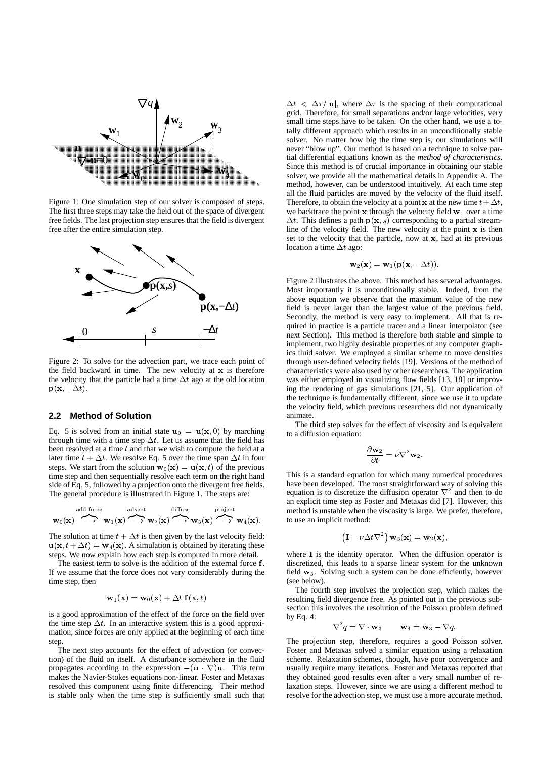Figure 1: One simulation step of our solver is composed of steps. The first three steps may take the field out of the space of divergent free fields. The last projection step ensures that the field is divergent free after the entire simulation step.

Figure 2: To solve for the advection part, we trace each point of the field backward in time. The new velocity at $\mathbf{x}$ is therefore the velocity that the particle had a time $\Delta t$ ago at the old location $\mathbf{p}(\mathbf{x}, -\Delta t)$.

## 2.2 Method of Solution

Eq. 5 is solved from an initial state $\mathbf{u}_0 = \mathbf{u}(\mathbf{x}, 0)$ by marching through time with a time step $\Delta t$. Let us assume that the field has been resolved at a time $t$ and that we wish to compute the field at a later time $t + \Delta t$. We resolve Eq. 5 over the time span $\Delta t$ in four steps. We start from the solution $\mathbf{w}_0(\mathbf{x}) = \mathbf{u}(\mathbf{x}, t)$ of the previous time step and then sequentially resolve each term on the right hand side of Eq. 5, followed by a projection onto the divergent free fields. The general procedure is illustrated in Figure 1. The steps are:

$$\mathbf{w}_0(\mathbf{x}) \overset{\text{add force}}{\longrightarrow} \mathbf{w}_1(\mathbf{x}) \overset{\text{advect}}{\longrightarrow} \mathbf{w}_2(\mathbf{x}) \overset{\text{diffuse}}{\longrightarrow} \mathbf{w}_3(\mathbf{x}) \overset{\text{project}}{\longrightarrow} \mathbf{w}_4(\mathbf{x}).$$

The solution at time $t + \Delta t$ is then given by the last velocity field: $\mathbf{u}(\mathbf{x}, t + \Delta t) = \mathbf{w}_4(\mathbf{x})$. A simulation is obtained by iterating these steps. We now explain how each step is computed in more detail.

The easiest term to solve is the addition of the external force $\mathbf{f}$. If we assume that the force does not vary considerably during the time step, then

$$\mathbf{w}_1(\mathbf{x}) = \mathbf{w}_0(\mathbf{x}) + \Delta t \; \mathbf{f}(\mathbf{x}, t)$$

is a good approximation of the effect of the force on the field over the time step $\Delta t$. In an interactive system this is a good approximation, since forces are only applied at the beginning of each time step.

The next step accounts for the effect of advection (or convection) of the fluid on itself. A disturbance somewhere in the fluid propagates according to the expression $-(\mathbf{u} \cdot \nabla)\mathbf{u}$. This term makes the Navier-Stokes equations non-linear. Foster and Metaxas resolved this component using finite differencing. Their method is stable only when the time step is sufficiently small such that $\Delta t < \Delta\tau/|\mathbf{u}|$, where $\Delta\tau$ is the spacing of their computational grid. Therefore, for small separations and/or large velocities, very small time steps have to be taken. On the other hand, we use a totally different approach which results in an unconditionally stable solver. No matter how big the time step is, our simulations will never "blow up". Our method is based on a technique to solve partial differential equations known as the *method of characteristics*. Since this method is of crucial importance in obtaining our stable solver, we provide all the mathematical details in Appendix A. The method, however, can be understood intuitively. At each time step all the fluid particles are moved by the velocity of the fluid itself. Therefore, to obtain the velocity at a point $\mathbf{x}$ at the new time $t + \Delta t$, we backtrace the point $\mathbf{x}$ through the velocity field $\mathbf{w}_1$ over a time $\Delta t$. This defines a path $\mathbf{p}(\mathbf{x}, s)$ corresponding to a partial streamline of the velocity field. The new velocity at the point $\mathbf{x}$ is then set to the velocity that the particle, now at $\mathbf{x}$, had at its previous location a time $\Delta t$ ago:

$$\mathbf{w}_2(\mathbf{x}) = \mathbf{w}_1(\mathbf{p}(\mathbf{x}, -\Delta t)).$$

Figure 2 illustrates the above. This method has several advantages. Most importantly it is unconditionally stable. Indeed, from the above equation we observe that the maximum value of the new field is never larger than the largest value of the previous field. Secondly, the method is very easy to implement. All that is required in practice is a particle tracer and a linear interpolator (see next Section). This method is therefore both stable and simple to implement, two highly desirable properties of any computer graphics fluid solver. We employed a similar scheme to move densities through user-defined velocity fields [19]. Versions of the method of characteristics were also used by other researchers. The application was either employed in visualizing flow fields [13, 18] or improving the rendering of gas simulations [21, 5]. Our application of the technique is fundamentally different, since we use it to update the velocity field, which previous researchers did not dynamically animate.

The third step solves for the effect of viscosity and is equivalent to a diffusion equation:

$$\frac{\partial \mathbf{w}_2}{\partial t} = \nu \nabla^2 \mathbf{w}_2.$$

This is a standard equation for which many numerical procedures have been developed. The most straightforward way of solving this equation is to discretize the diffusion operator $\nabla^2$ and then to do an explicit time step as Foster and Metaxas did [7]. However, this method is unstable when the viscosity is large. We prefer, therefore, to use an implicit method:

$$\left(\mathbf{I} - \nu \Delta t \nabla^2\right) \mathbf{w}_3(\mathbf{x}) = \mathbf{w}_2(\mathbf{x}),$$

where $\mathbf{I}$ is the identity operator. When the diffusion operator is discretized, this leads to a sparse linear system for the unknown field $\mathbf{w}_3$. Solving such a system can be done efficiently, however (see below).

The fourth step involves the projection step, which makes the resulting field divergence free. As pointed out in the previous subsection this involves the resolution of the Poisson problem defined by Eq. 4:

$$\nabla^2 q = \nabla \cdot \mathbf{w}_3 \qquad \mathbf{w}_4 = \mathbf{w}_3 - \nabla q.$$

The projection step, therefore, requires a good Poisson solver. Foster and Metaxas solved a similar equation using a relaxation scheme. Relaxation schemes, though, have poor convergence and usually require many iterations. Foster and Metaxas reported that they obtained good results even after a very small number of relaxation steps. However, since we are using a different method to resolve for the advection step, we must use a more accurate method.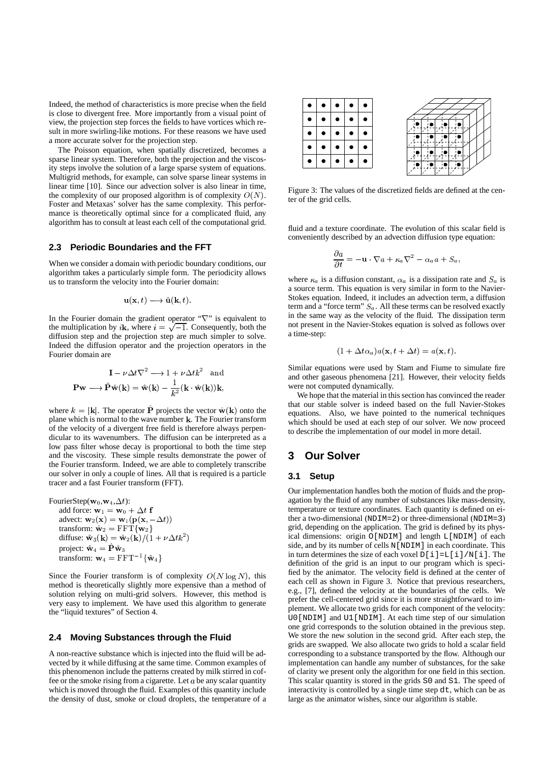Indeed, the method of characteristics is more precise when the field is close to divergent free. More importantly from a visual point of view, the projection step forces the fields to have vortices which result in more swirling-like motions. For these reasons we have used a more accurate solver for the projection step.

The Poisson equation, when spatially discretized, becomes a sparse linear system. Therefore, both the projection and the viscosity steps involve the solution of a large sparse system of equations. Multigrid methods, for example, can solve sparse linear systems in linear time [10]. Since our advection solver is also linear in time, the complexity of our proposed algorithm is of complexity $O(N)$. Foster and Metaxas' solver has the same complexity. This performance is theoretically optimal since for a complicated fluid, any algorithm has to consult at least each cell of the computational grid.

### 2.3 Periodic Boundaries and the FFT

When we consider a domain with periodic boundary conditions, our algorithm takes a particularly simple form. The periodicity allows us to transform the velocity into the Fourier domain:

$$\mathbf{u}(\mathbf{x},t) \longrightarrow \hat{\mathbf{u}}(\mathbf{k},t).$$

In the Fourier domain the gradient operator "$\nabla$" is equivalent to the multiplication by $i\mathbf{k}$, where $i=\sqrt{-1}$. Consequently, both the diffusion step and the projection step are much simpler to solve. Indeed the diffusion operator and the projection operators in the Fourier domain are

$$\mathbf{I} - \nu\Delta t\nabla^2 \longrightarrow 1 + \nu\Delta t k^2 \quad \text{and}$$

$$\mathbf{P}\mathbf{w} \longrightarrow \hat{\mathbf{P}}\hat{\mathbf{w}}(\mathbf{k}) = \hat{\mathbf{w}}(\mathbf{k}) - \frac{1}{k^2}(\mathbf{k}\cdot\hat{\mathbf{w}}(\mathbf{k}))\mathbf{k},$$

where $k=|\mathbf{k}|$. The operator $\hat{\mathbf{P}}$ projects the vector $\hat{\mathbf{w}}(\mathbf{k})$ onto the plane which is normal to the wave number $\mathbf{k}$. The Fourier transform of the velocity of a divergent free field is therefore always perpendicular to its wavenumbers. The diffusion can be interpreted as a low pass filter whose decay is proportional to both the time step and the viscosity. These simple results demonstrate the power of the Fourier transform. Indeed, we are able to completely transcribe our solver in only a couple of lines. All that is required is a particle tracer and a fast Fourier transform (FFT).

FourierStep($\mathbf{w}_0$,$\mathbf{w}_4$,$\Delta t$):
- add force: $\mathbf{w}_1 = \mathbf{w}_0 + \Delta t\ \mathbf{f}$
- advect: $\mathbf{w}_2(\mathbf{x}) = \mathbf{w}_1(\mathbf{p}(\mathbf{x},-\Delta t))$
- transform: $\hat{\mathbf{w}}_2 = \text{FFT}\{\mathbf{w}_2\}$
- diffuse: $\hat{\mathbf{w}}_3(\mathbf{k}) = \hat{\mathbf{w}}_2(\mathbf{k})/(1+\nu\Delta t k^2)$
- project: $\hat{\mathbf{w}}_4 = \hat{\mathbf{P}}\hat{\mathbf{w}}_3$
- transform: $\mathbf{w}_4 = \text{FFT}^{-1}\{\hat{\mathbf{w}}_4\}$

Since the Fourier transform is of complexity $O(N\log N)$, this method is theoretically slightly more expensive than a method of solution relying on multi-grid solvers. However, this method is very easy to implement. We have used this algorithm to generate the "liquid textures" of Section 4.

### 2.4 Moving Substances through the Fluid

A non-reactive substance which is injected into the fluid will be advected by it while diffusing at the same time. Common examples of this phenomenon include the patterns created by milk stirred in coffee or the smoke rising from a cigarette. Let $a$ be any scalar quantity which is moved through the fluid. Examples of this quantity include the density of dust, smoke or cloud droplets, the temperature of a fluid and a texture coordinate. The evolution of this scalar field is conveniently described by an advection diffusion type equation:

$$\frac{\partial a}{\partial t} = -\mathbf{u}\cdot\nabla a + \kappa_a\nabla^2 - \alpha_a a + S_a,$$

where $\kappa_a$ is a diffusion constant, $\alpha_a$ is a dissipation rate and $S_a$ is a source term. This equation is very similar in form to the Navier-Stokes equation. Indeed, it includes an advection term, a diffusion term and a "force term" $S_a$. All these terms can be resolved exactly in the same way as the velocity of the fluid. The dissipation term not present in the Navier-Stokes equation is solved as follows over a time-step:

$$(1+\Delta t\alpha_a)a(\mathbf{x},t+\Delta t) = a(\mathbf{x},t).$$

Similar equations were used by Stam and Fiume to simulate fire and other gaseous phenomena [21]. However, their velocity fields were not computed dynamically.

We hope that the material in this section has convinced the reader that our stable solver is indeed based on the full Navier-Stokes equations. Also, we have pointed to the numerical techniques which should be used at each step of our solver. We now proceed to describe the implementation of our model in more detail.

Figure 3: The values of the discretized fields are defined at the center of the grid cells.

## 3 Our Solver

### 3.1 Setup

Our implementation handles both the motion of fluids and the propagation by the fluid of any number of substances like mass-density, temperature or texture coordinates. Each quantity is defined on either a two-dimensional (`NDIM=2`) or three-dimensional (`NDIM=3`) grid, depending on the application. The grid is defined by its physical dimensions: origin `O[NDIM]` and length `L[NDIM]` of each side, and by its number of cells `N[NDIM]` in each coordinate. This in turn determines the size of each voxel `D[i]=L[i]/N[i]`. The definition of the grid is an input to our program which is specified by the animator. The velocity field is defined at the center of each cell as shown in Figure 3. Notice that previous researchers, e.g., [7], defined the velocity at the boundaries of the cells. We prefer the cell-centered grid since it is more straightforward to implement. We allocate two grids for each component of the velocity: `U0[NDIM]` and `U1[NDIM]`. At each time step of our simulation one grid corresponds to the solution obtained in the previous step. We store the new solution in the second grid. After each step, the grids are swapped. We also allocate two grids to hold a scalar field corresponding to a substance transported by the flow. Although our implementation can handle any number of substances, for the sake of clarity we present only the algorithm for one field in this section. This scalar quantity is stored in the grids `S0` and `S1`. The speed of interactivity is controlled by a single time step `dt`, which can be as large as the animator wishes, since our algorithm is stable.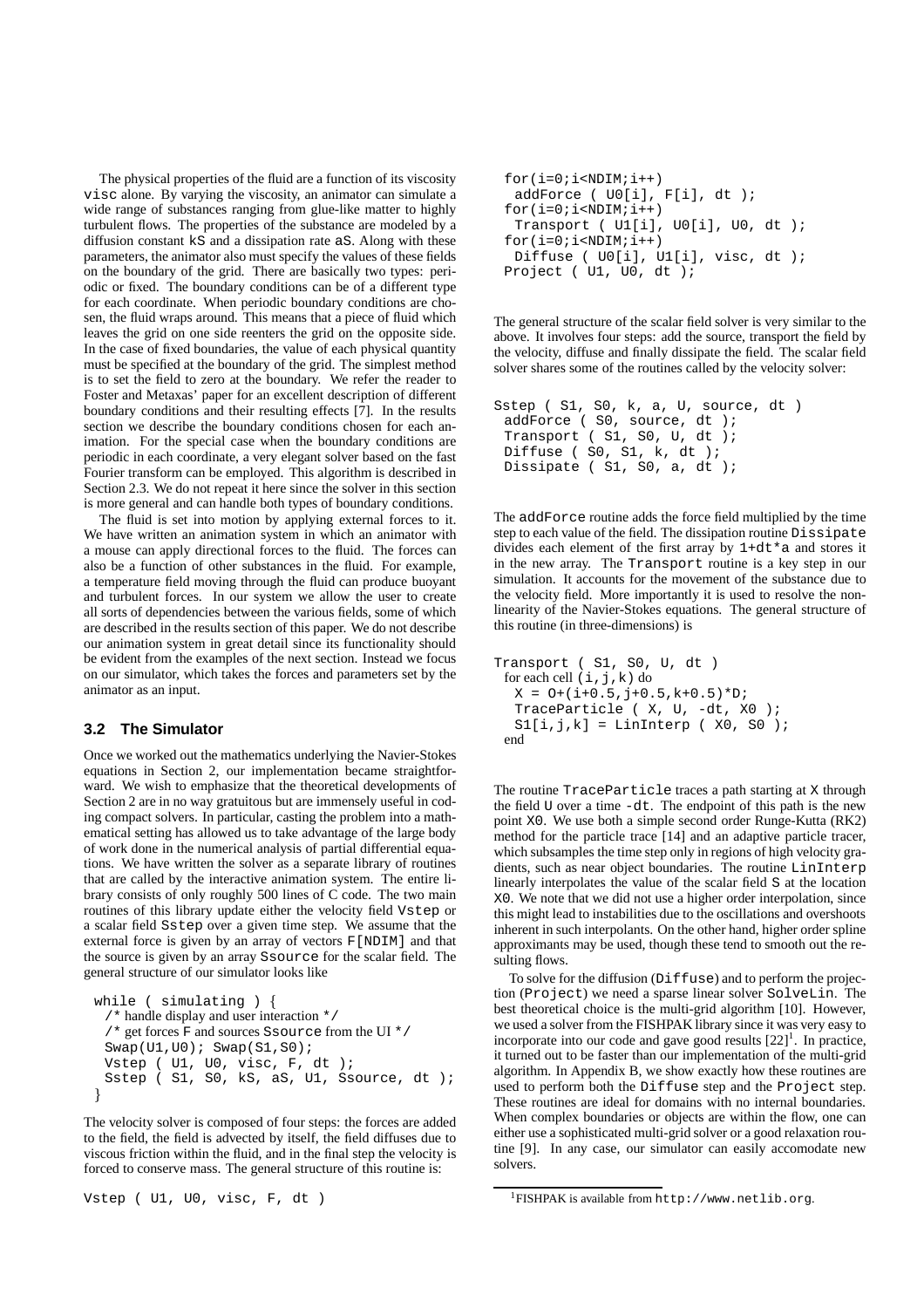The physical properties of the fluid are a function of its viscosity `visc` alone. By varying the viscosity, an animator can simulate a wide range of substances ranging from glue-like matter to highly turbulent flows. The properties of the substance are modeled by a diffusion constant `kS` and a dissipation rate `aS`. Along with these parameters, the animator also must specify the values of these fields on the boundary of the grid. There are basically two types: periodic or fixed. The boundary conditions can be of a different type for each coordinate. When periodic boundary conditions are chosen, the fluid wraps around. This means that a piece of fluid which leaves the grid on one side reenters the grid on the opposite side. In the case of fixed boundaries, the value of each physical quantity must be specified at the boundary of the grid. The simplest method is to set the field to zero at the boundary. We refer the reader to Foster and Metaxas' paper for an excellent description of different boundary conditions and their resulting effects [7]. In the results section we describe the boundary conditions chosen for each animation. For the special case when the boundary conditions are periodic in each coordinate, a very elegant solver based on the fast Fourier transform can be employed. This algorithm is described in Section 2.3. We do not repeat it here since the solver in this section is more general and can handle both types of boundary conditions.

The fluid is set into motion by applying external forces to it. We have written an animation system in which an animator with a mouse can apply directional forces to the fluid. The forces can also be a function of other substances in the fluid. For example, a temperature field moving through the fluid can produce buoyant and turbulent forces. In our system we allow the user to create all sorts of dependencies between the various fields, some of which are described in the results section of this paper. We do not describe our animation system in great detail since its functionality should be evident from the examples of the next section. Instead we focus on our simulator, which takes the forces and parameters set by the animator as an input.

### 3.2 The Simulator

Once we worked out the mathematics underlying the Navier-Stokes equations in Section 2, our implementation became straightforward. We wish to emphasize that the theoretical developments of Section 2 are in no way gratuitous but are immensely useful in coding compact solvers. In particular, casting the problem into a mathematical setting has allowed us to take advantage of the large body of work done in the numerical analysis of partial differential equations. We have written the solver as a separate library of routines that are called by the interactive animation system. The entire library consists of only roughly 500 lines of C code. The two main routines of this library update either the velocity field `Vstep` or a scalar field `Sstep` over a given time step. We assume that the external force is given by an array of vectors `F[NDIM]` and that the source is given by an array `Ssource` for the scalar field. The general structure of our simulator looks like

```
while ( simulating ) {
  /* handle display and user interaction */
  /* get forces F and sources Ssource from the UI */
  Swap(U1,U0); Swap(S1,S0);
  Vstep ( U1, U0, visc, F, dt );
  Sstep ( S1, S0, kS, aS, U1, Ssource, dt );
}
```

The velocity solver is composed of four steps: the forces are added to the field, the field is advected by itself, the field diffuses due to viscous friction within the fluid, and in the final step the velocity is forced to conserve mass. The general structure of this routine is:

```
Vstep ( U1, U0, visc, F, dt )
  for(i=0;i<NDIM;i++)
    addForce ( U0[i], F[i], dt );
  for(i=0;i<NDIM;i++)
    Transport ( U1[i], U0[i], U0, dt );
  for(i=0;i<NDIM;i++)
    Diffuse ( U0[i], U1[i], visc, dt );
  Project ( U1, U0, dt );
```

The general structure of the scalar field solver is very similar to the above. It involves four steps: add the source, transport the field by the velocity, diffuse and finally dissipate the field. The scalar field solver shares some of the routines called by the velocity solver:

```
Sstep ( S1, S0, k, a, U, source, dt )
  addForce ( S0, source, dt );
  Transport ( S1, S0, U, dt );
  Diffuse ( S0, S1, k, dt );
  Dissipate ( S1, S0, a, dt );
```

The `addForce` routine adds the force field multiplied by the time step to each value of the field. The dissipation routine `Dissipate` divides each element of the first array by `1+dt*a` and stores it in the new array. The `Transport` routine is a key step in our simulation. It accounts for the movement of the substance due to the velocity field. More importantly it is used to resolve the non-linearity of the Navier-Stokes equations. The general structure of this routine (in three-dimensions) is

```
Transport ( S1, S0, U, dt )
  for each cell (i,j,k) do
    X = O+(i+0.5,j+0.5,k+0.5)*D;
    TraceParticle ( X, U, -dt, X0 );
    S1[i,j,k] = LinInterp ( X0, S0 );
  end
```

The routine `TraceParticle` traces a path starting at `X` through the field `U` over a time `-dt`. The endpoint of this path is the new point `X0`. We use both a simple second order Runge-Kutta (RK2) method for the particle trace [14] and an adaptive particle tracer, which subsamples the time step only in regions of high velocity gradients, such as near object boundaries. The routine `LinInterp` linearly interpolates the value of the scalar field `S` at the location `X0`. We note that we did not use a higher order interpolation, since this might lead to instabilities due to the oscillations and overshoots inherent in such interpolants. On the other hand, higher order spline approximants may be used, though these tend to smooth out the resulting flows.

To solve for the diffusion (`Diffuse`) and to perform the projection (`Project`) we need a sparse linear solver `SolveLin`. The best theoretical choice is the multi-grid algorithm [10]. However, we used a solver from the FISHPAK library since it was very easy to incorporate into our code and gave good results [22][1]. In practice, it turned out to be faster than our implementation of the multi-grid algorithm. In Appendix B, we show exactly how these routines are used to perform both the `Diffuse` step and the `Project` step. These routines are ideal for domains with no internal boundaries. When complex boundaries or objects are within the flow, one can either use a sophisticated multi-grid solver or a good relaxation routine [9]. In any case, our simulator can easily accomodate new solvers.

[1] FISHPAK is available from `http://www.netlib.org`.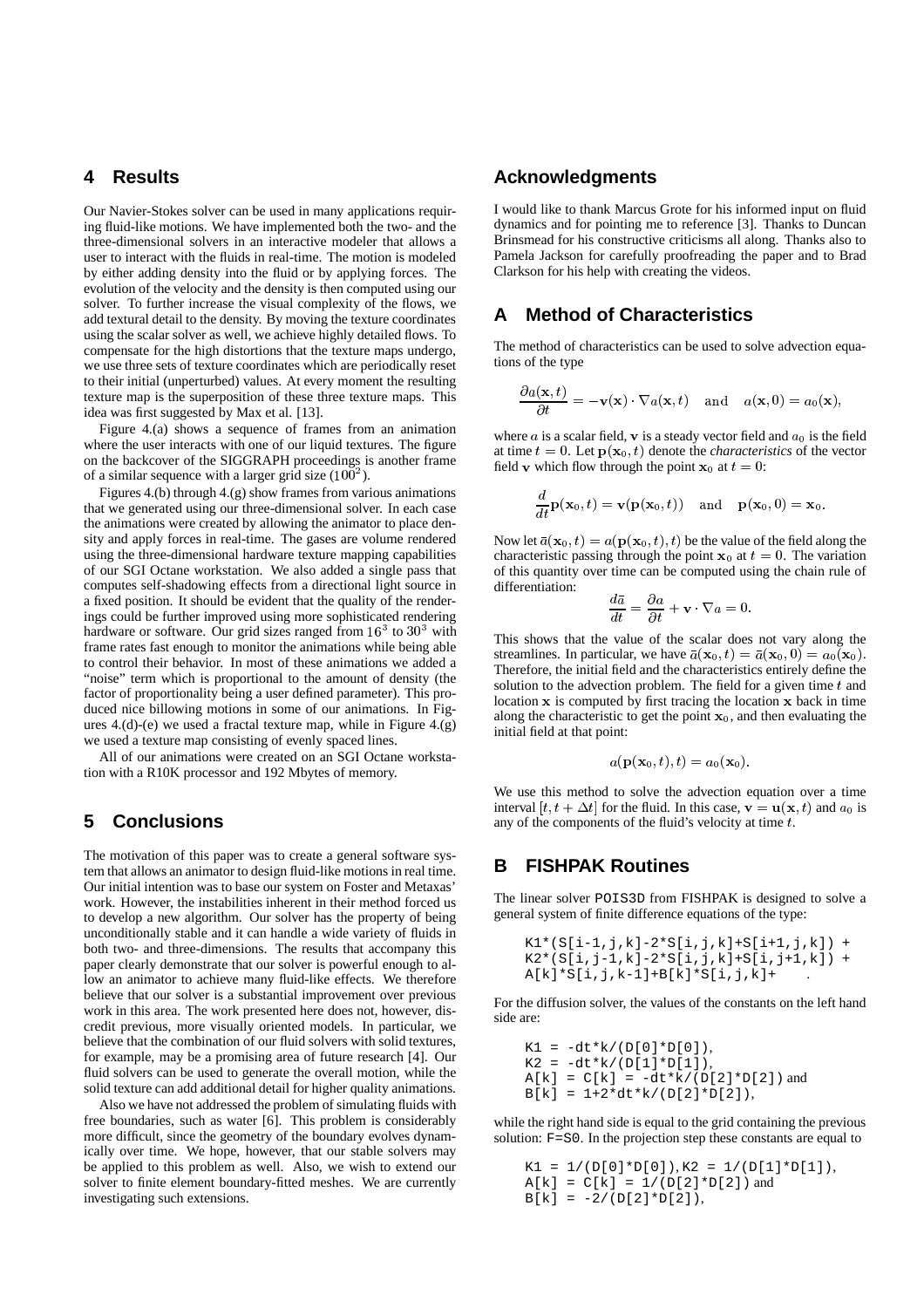## 4 Results

Our Navier-Stokes solver can be used in many applications requiring fluid-like motions. We have implemented both the two- and the three-dimensional solvers in an interactive modeler that allows a user to interact with the fluids in real-time. The motion is modeled by either adding density into the fluid or by applying forces. The evolution of the velocity and the density is then computed using our solver. To further increase the visual complexity of the flows, we add textural detail to the density. By moving the texture coordinates using the scalar solver as well, we achieve highly detailed flows. To compensate for the high distortions that the texture maps undergo, we use three sets of texture coordinates which are periodically reset to their initial (unperturbed) values. At every moment the resulting texture map is the superposition of these three texture maps. This idea was first suggested by Max et al. [13].

Figure 4.(a) shows a sequence of frames from an animation where the user interacts with one of our liquid textures. The figure on the backcover of the SIGGRAPH proceedings is another frame of a similar sequence with a larger grid size ($100^2$).

Figures 4.(b) through 4.(g) show frames from various animations that we generated using our three-dimensional solver. In each case the animations were created by allowing the animator to place density and apply forces in real-time. The gases are volume rendered using the three-dimensional hardware texture mapping capabilities of our SGI Octane workstation. We also added a single pass that computes self-shadowing effects from a directional light source in a fixed position. It should be evident that the quality of the renderings could be further improved using more sophisticated rendering hardware or software. Our grid sizes ranged from $16^3$ to $30^3$ with frame rates fast enough to monitor the animations while being able to control their behavior. In most of these animations we added a "noise" term which is proportional to the amount of density (the factor of proportionality being a user defined parameter). This produced nice billowing motions in some of our animations. In Figures 4.(d)-(e) we used a fractal texture map, while in Figure 4.(g) we used a texture map consisting of evenly spaced lines.

All of our animations were created on an SGI Octane workstation with a R10K processor and 192 Mbytes of memory.

## 5 Conclusions

The motivation of this paper was to create a general software system that allows an animator to design fluid-like motions in real time. Our initial intention was to base our system on Foster and Metaxas' work. However, the instabilities inherent in their method forced us to develop a new algorithm. Our solver has the property of being unconditionally stable and it can handle a wide variety of fluids in both two- and three-dimensions. The results that accompany this paper clearly demonstrate that our solver is powerful enough to allow an animator to achieve many fluid-like effects. We therefore believe that our solver is a substantial improvement over previous work in this area. The work presented here does not, however, discredit previous, more visually oriented models. In particular, we believe that the combination of our fluid solvers with solid textures, for example, may be a promising area of future research [4]. Our fluid solvers can be used to generate the overall motion, while the solid texture can add additional detail for higher quality animations.

Also we have not addressed the problem of simulating fluids with free boundaries, such as water [6]. This problem is considerably more difficult, since the geometry of the boundary evolves dynamically over time. We hope, however, that our stable solvers may be applied to this problem as well. Also, we wish to extend our solver to finite element boundary-fitted meshes. We are currently investigating such extensions.

## Acknowledgments

I would like to thank Marcus Grote for his informed input on fluid dynamics and for pointing me to reference [3]. Thanks to Duncan Brinsmead for his constructive criticisms all along. Thanks also to Pamela Jackson for carefully proofreading the paper and to Brad Clarkson for his help with creating the videos.

## A Method of Characteristics

The method of characteristics can be used to solve advection equations of the type

$$\frac{\partial a(\mathbf{x},t)}{\partial t} = -\mathbf{v}(\mathbf{x}) \cdot \nabla a(\mathbf{x},t) \quad \text{and} \quad a(\mathbf{x},0) = a_0(\mathbf{x}),$$

where $a$ is a scalar field, $\mathbf{v}$ is a steady vector field and $a_0$ is the field at time $t = 0$. Let $\mathbf{p}(\mathbf{x}_0, t)$ denote the *characteristics* of the vector field $\mathbf{v}$ which flow through the point $\mathbf{x}_0$ at $t = 0$:

$$\frac{d}{dt}\mathbf{p}(\mathbf{x}_0,t) = \mathbf{v}(\mathbf{p}(\mathbf{x}_0,t)) \quad \text{and} \quad \mathbf{p}(\mathbf{x}_0,0) = \mathbf{x}_0.$$

Now let $\bar{a}(\mathbf{x}_0, t) = a(\mathbf{p}(\mathbf{x}_0, t), t)$ be the value of the field along the characteristic passing through the point $\mathbf{x}_0$ at $t = 0$. The variation of this quantity over time can be computed using the chain rule of differentiation:

$$\frac{d\bar{a}}{dt} = \frac{\partial a}{\partial t} + \mathbf{v} \cdot \nabla a = 0.$$

This shows that the value of the scalar does not vary along the streamlines. In particular, we have $\bar{a}(\mathbf{x}_0, t) = \bar{a}(\mathbf{x}_0, 0) = a_0(\mathbf{x}_0)$. Therefore, the initial field and the characteristics entirely define the solution to the advection problem. The field for a given time $t$ and location $\mathbf{x}$ is computed by first tracing the location $\mathbf{x}$ back in time along the characteristic to get the point $\mathbf{x}_0$, and then evaluating the initial field at that point:

$$a(\mathbf{p}(\mathbf{x}_0,t),t) = a_0(\mathbf{x}_0).$$

We use this method to solve the advection equation over a time interval $[t, t + \Delta t]$ for the fluid. In this case, $\mathbf{v} = \mathbf{u}(\mathbf{x}, t)$ and $a_0$ is any of the components of the fluid's velocity at time $t$.

## B FISHPAK Routines

The linear solver `POIS3D` from FISHPAK is designed to solve a general system of finite difference equations of the type:

```
K1*(S[i-1,j,k]-2*S[i,j,k]+S[i+1,j,k]) +
K2*(S[i,j-1,k]-2*S[i,j,k]+S[i,j+1,k]) +
A[k]*S[i,j,k-1]+B[k]*S[i,j,k]+     .
```

For the diffusion solver, the values of the constants on the left hand side are:

`K1 = -dt*k/(D[0]*D[0])`,
`K2 = -dt*k/(D[1]*D[1])`,
`A[k] = C[k] = -dt*k/(D[2]*D[2])` and
`B[k] = 1+2*dt*k/(D[2]*D[2])`,

while the right hand side is equal to the grid containing the previous solution: `F=S0`. In the projection step these constants are equal to

`K1 = 1/(D[0]*D[0])`, `K2 = 1/(D[1]*D[1])`,
`A[k] = C[k] = 1/(D[2]*D[2])` and
`B[k] = -2/(D[2]*D[2])`,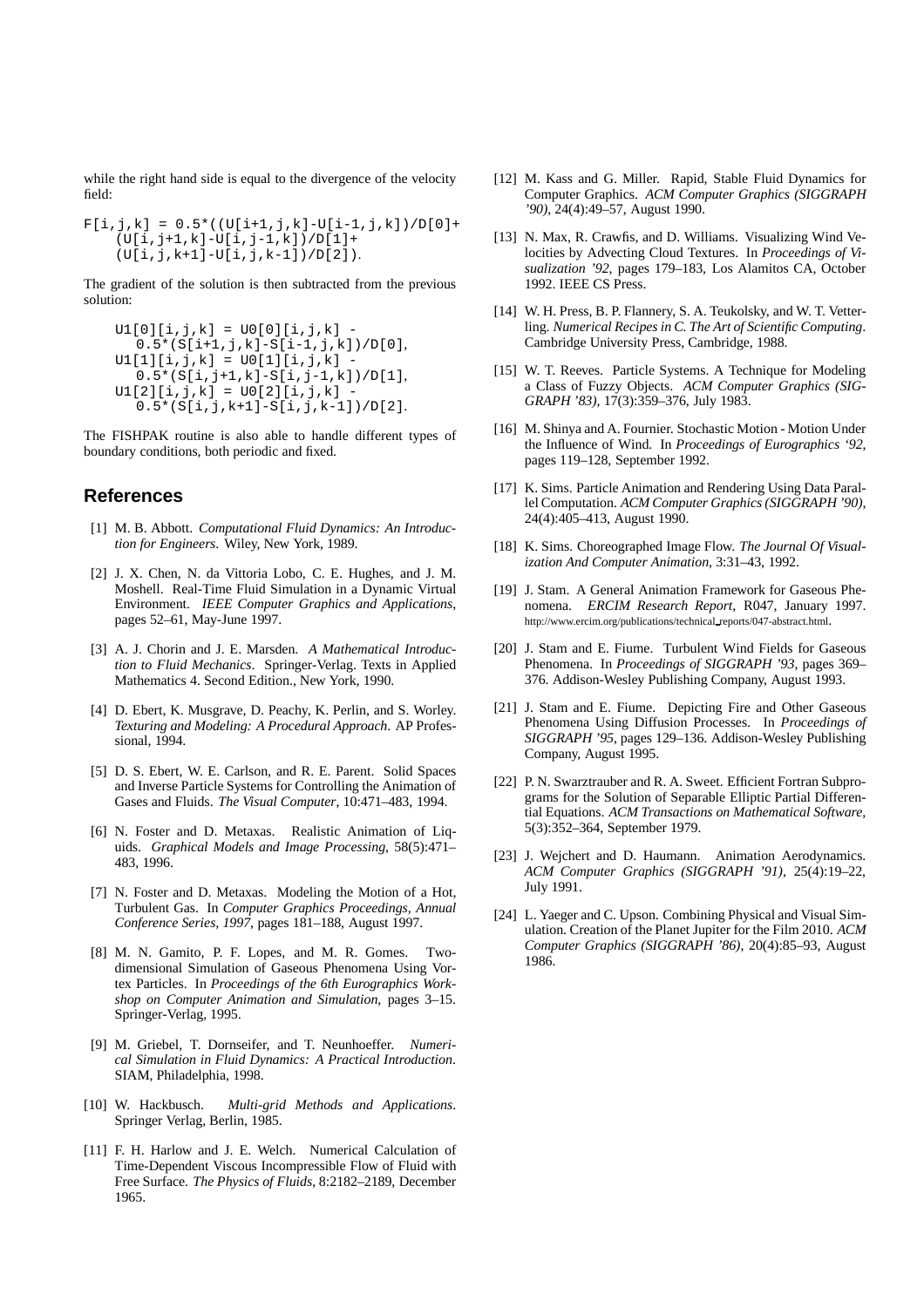while the right hand side is equal to the divergence of the velocity field:

```
F[i,j,k] = 0.5*((U[i+1,j,k]-U[i-1,j,k])/D[0]+
    (U[i,j+1,k]-U[i,j-1,k])/D[1]+
    (U[i,j,k+1]-U[i,j,k-1])/D[2]).
```

The gradient of the solution is then subtracted from the previous solution:

```
U1[0][i,j,k] = U0[0][i,j,k] -
   0.5*(S[i+1,j,k]-S[i-1,j,k])/D[0],
U1[1][i,j,k] = U0[1][i,j,k] -
   0.5*(S[i,j+1,k]-S[i,j-1,k])/D[1],
U1[2][i,j,k] = U0[2][i,j,k] -
   0.5*(S[i,j,k+1]-S[i,j,k-1])/D[2].
```

The FISHPAK routine is also able to handle different types of boundary conditions, both periodic and fixed.

## References

[1] M. B. Abbott. *Computational Fluid Dynamics: An Introduction for Engineers*. Wiley, New York, 1989.

[2] J. X. Chen, N. da Vittoria Lobo, C. E. Hughes, and J. M. Moshell. Real-Time Fluid Simulation in a Dynamic Virtual Environment. *IEEE Computer Graphics and Applications*, pages 52–61, May-June 1997.

[3] A. J. Chorin and J. E. Marsden. *A Mathematical Introduction to Fluid Mechanics*. Springer-Verlag. Texts in Applied Mathematics 4. Second Edition., New York, 1990.

[4] D. Ebert, K. Musgrave, D. Peachy, K. Perlin, and S. Worley. *Texturing and Modeling: A Procedural Approach*. AP Professional, 1994.

[5] D. S. Ebert, W. E. Carlson, and R. E. Parent. Solid Spaces and Inverse Particle Systems for Controlling the Animation of Gases and Fluids. *The Visual Computer*, 10:471–483, 1994.

[6] N. Foster and D. Metaxas. Realistic Animation of Liquids. *Graphical Models and Image Processing*, 58(5):471–483, 1996.

[7] N. Foster and D. Metaxas. Modeling the Motion of a Hot, Turbulent Gas. In *Computer Graphics Proceedings, Annual Conference Series, 1997*, pages 181–188, August 1997.

[8] M. N. Gamito, P. F. Lopes, and M. R. Gomes. Two-dimensional Simulation of Gaseous Phenomena Using Vortex Particles. In *Proceedings of the 6th Eurographics Workshop on Computer Animation and Simulation*, pages 3–15. Springer-Verlag, 1995.

[9] M. Griebel, T. Dornseifer, and T. Neunhoeffer. *Numerical Simulation in Fluid Dynamics: A Practical Introduction*. SIAM, Philadelphia, 1998.

[10] W. Hackbusch. *Multi-grid Methods and Applications*. Springer Verlag, Berlin, 1985.

[11] F. H. Harlow and J. E. Welch. Numerical Calculation of Time-Dependent Viscous Incompressible Flow of Fluid with Free Surface. *The Physics of Fluids*, 8:2182–2189, December 1965.

[12] M. Kass and G. Miller. Rapid, Stable Fluid Dynamics for Computer Graphics. *ACM Computer Graphics (SIGGRAPH '90)*, 24(4):49–57, August 1990.

[13] N. Max, R. Crawfis, and D. Williams. Visualizing Wind Velocities by Advecting Cloud Textures. In *Proceedings of Visualization '92*, pages 179–183, Los Alamitos CA, October 1992. IEEE CS Press.

[14] W. H. Press, B. P. Flannery, S. A. Teukolsky, and W. T. Vetterling. *Numerical Recipes in C. The Art of Scientific Computing*. Cambridge University Press, Cambridge, 1988.

[15] W. T. Reeves. Particle Systems. A Technique for Modeling a Class of Fuzzy Objects. *ACM Computer Graphics (SIGGRAPH '83)*, 17(3):359–376, July 1983.

[16] M. Shinya and A. Fournier. Stochastic Motion - Motion Under the Influence of Wind. In *Proceedings of Eurographics '92*, pages 119–128, September 1992.

[17] K. Sims. Particle Animation and Rendering Using Data Parallel Computation. *ACM Computer Graphics (SIGGRAPH '90)*, 24(4):405–413, August 1990.

[18] K. Sims. Choreographed Image Flow. *The Journal Of Visualization And Computer Animation*, 3:31–43, 1992.

[19] J. Stam. A General Animation Framework for Gaseous Phenomena. *ERCIM Research Report*, R047, January 1997. http://www.ercim.org/publications/technical_reports/047-abstract.html.

[20] J. Stam and E. Fiume. Turbulent Wind Fields for Gaseous Phenomena. In *Proceedings of SIGGRAPH '93*, pages 369–376. Addison-Wesley Publishing Company, August 1993.

[21] J. Stam and E. Fiume. Depicting Fire and Other Gaseous Phenomena Using Diffusion Processes. In *Proceedings of SIGGRAPH '95*, pages 129–136. Addison-Wesley Publishing Company, August 1995.

[22] P. N. Swarztrauber and R. A. Sweet. Efficient Fortran Subprograms for the Solution of Separable Elliptic Partial Differential Equations. *ACM Transactions on Mathematical Software*, 5(3):352–364, September 1979.

[23] J. Wejchert and D. Haumann. Animation Aerodynamics. *ACM Computer Graphics (SIGGRAPH '91)*, 25(4):19–22, July 1991.

[24] L. Yaeger and C. Upson. Combining Physical and Visual Simulation. Creation of the Planet Jupiter for the Film 2010. *ACM Computer Graphics (SIGGRAPH '86)*, 20(4):85–93, August 1986.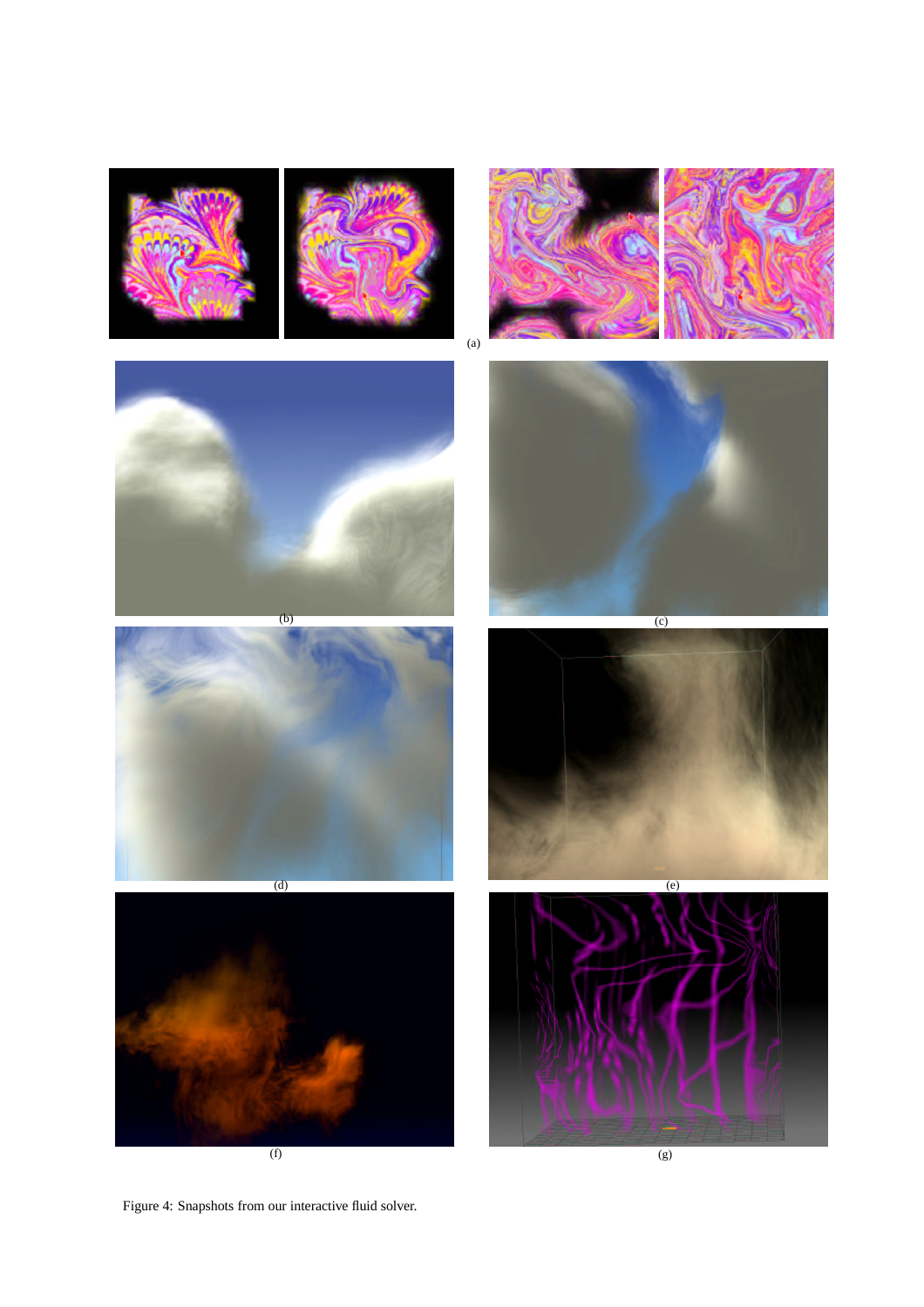(a)

(b)

(c)

(d)

(e)

(f)

(g)

Figure 4: Snapshots from our interactive fluid solver.